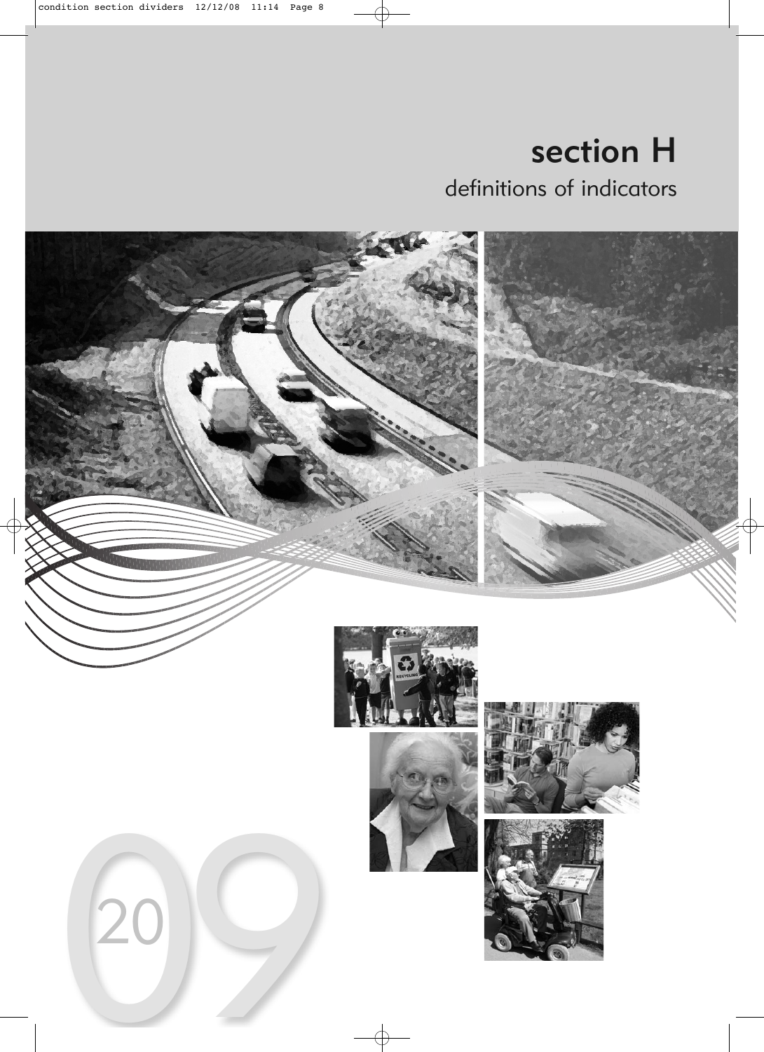# section H
## definitions of indicators

2009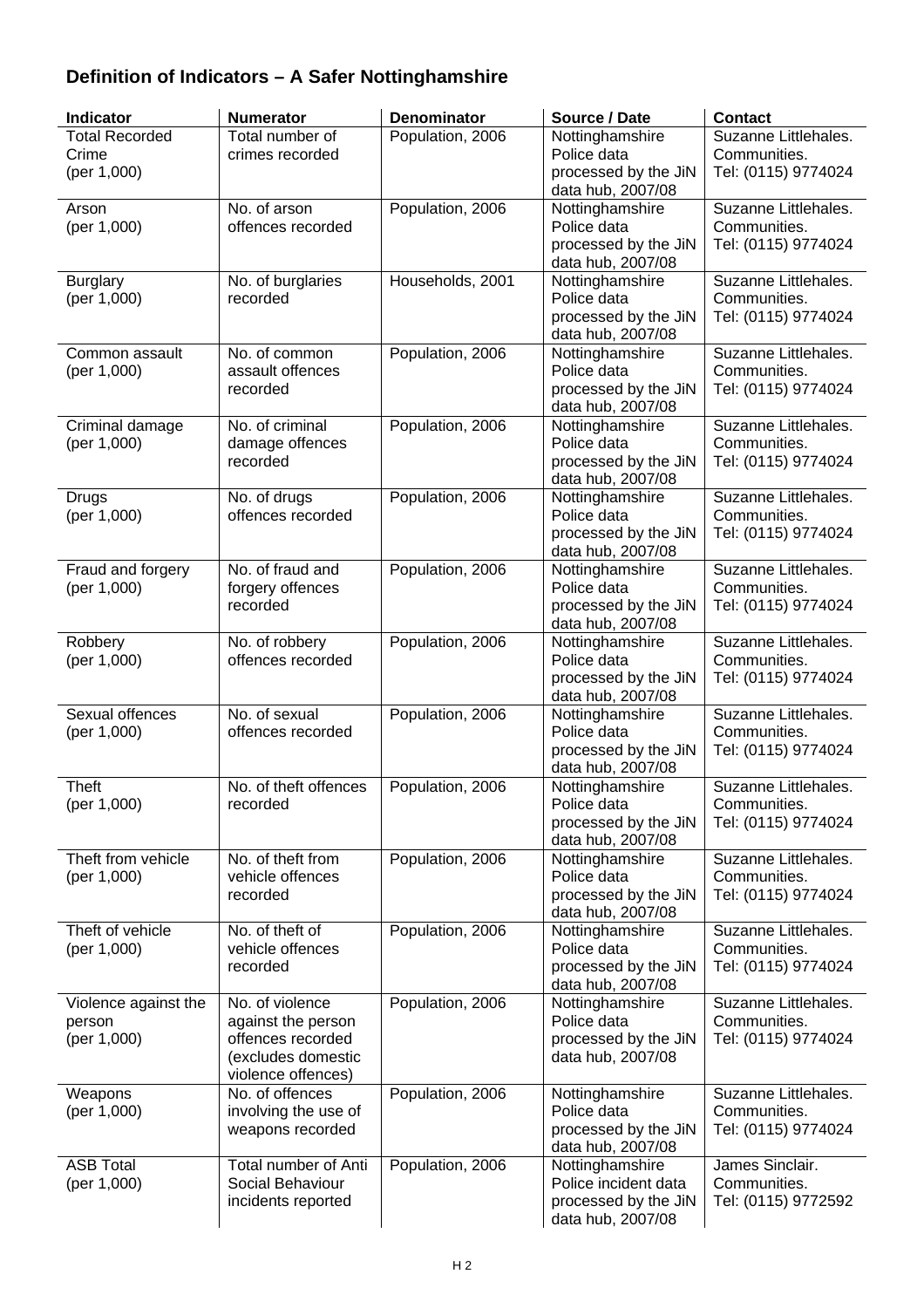## Definition of Indicators – A Safer Nottinghamshire

| Indicator | Numerator | Denominator | Source / Date | Contact |
|---|---|---|---|---|
| Total Recorded Crime (per 1,000) | Total number of crimes recorded | Population, 2006 | Nottinghamshire Police data processed by the JiN data hub, 2007/08 | Suzanne Littlehales. Communities. Tel: (0115) 9774024 |
| Arson (per 1,000) | No. of arson offences recorded | Population, 2006 | Nottinghamshire Police data processed by the JiN data hub, 2007/08 | Suzanne Littlehales. Communities. Tel: (0115) 9774024 |
| Burglary (per 1,000) | No. of burglaries recorded | Households, 2001 | Nottinghamshire Police data processed by the JiN data hub, 2007/08 | Suzanne Littlehales. Communities. Tel: (0115) 9774024 |
| Common assault (per 1,000) | No. of common assault offences recorded | Population, 2006 | Nottinghamshire Police data processed by the JiN data hub, 2007/08 | Suzanne Littlehales. Communities. Tel: (0115) 9774024 |
| Criminal damage (per 1,000) | No. of criminal damage offences recorded | Population, 2006 | Nottinghamshire Police data processed by the JiN data hub, 2007/08 | Suzanne Littlehales. Communities. Tel: (0115) 9774024 |
| Drugs (per 1,000) | No. of drugs offences recorded | Population, 2006 | Nottinghamshire Police data processed by the JiN data hub, 2007/08 | Suzanne Littlehales. Communities. Tel: (0115) 9774024 |
| Fraud and forgery (per 1,000) | No. of fraud and forgery offences recorded | Population, 2006 | Nottinghamshire Police data processed by the JiN data hub, 2007/08 | Suzanne Littlehales. Communities. Tel: (0115) 9774024 |
| Robbery (per 1,000) | No. of robbery offences recorded | Population, 2006 | Nottinghamshire Police data processed by the JiN data hub, 2007/08 | Suzanne Littlehales. Communities. Tel: (0115) 9774024 |
| Sexual offences (per 1,000) | No. of sexual offences recorded | Population, 2006 | Nottinghamshire Police data processed by the JiN data hub, 2007/08 | Suzanne Littlehales. Communities. Tel: (0115) 9774024 |
| Theft (per 1,000) | No. of theft offences recorded | Population, 2006 | Nottinghamshire Police data processed by the JiN data hub, 2007/08 | Suzanne Littlehales. Communities. Tel: (0115) 9774024 |
| Theft from vehicle (per 1,000) | No. of theft from vehicle offences recorded | Population, 2006 | Nottinghamshire Police data processed by the JiN data hub, 2007/08 | Suzanne Littlehales. Communities. Tel: (0115) 9774024 |
| Theft of vehicle (per 1,000) | No. of theft of vehicle offences recorded | Population, 2006 | Nottinghamshire Police data processed by the JiN data hub, 2007/08 | Suzanne Littlehales. Communities. Tel: (0115) 9774024 |
| Violence against the person (per 1,000) | No. of violence against the person offences recorded (excludes domestic violence offences) | Population, 2006 | Nottinghamshire Police data processed by the JiN data hub, 2007/08 | Suzanne Littlehales. Communities. Tel: (0115) 9774024 |
| Weapons (per 1,000) | No. of offences involving the use of weapons recorded | Population, 2006 | Nottinghamshire Police data processed by the JiN data hub, 2007/08 | Suzanne Littlehales. Communities. Tel: (0115) 9774024 |
| ASB Total (per 1,000) | Total number of Anti Social Behaviour incidents reported | Population, 2006 | Nottinghamshire Police incident data processed by the JiN data hub, 2007/08 | James Sinclair. Communities. Tel: (0115) 9772592 |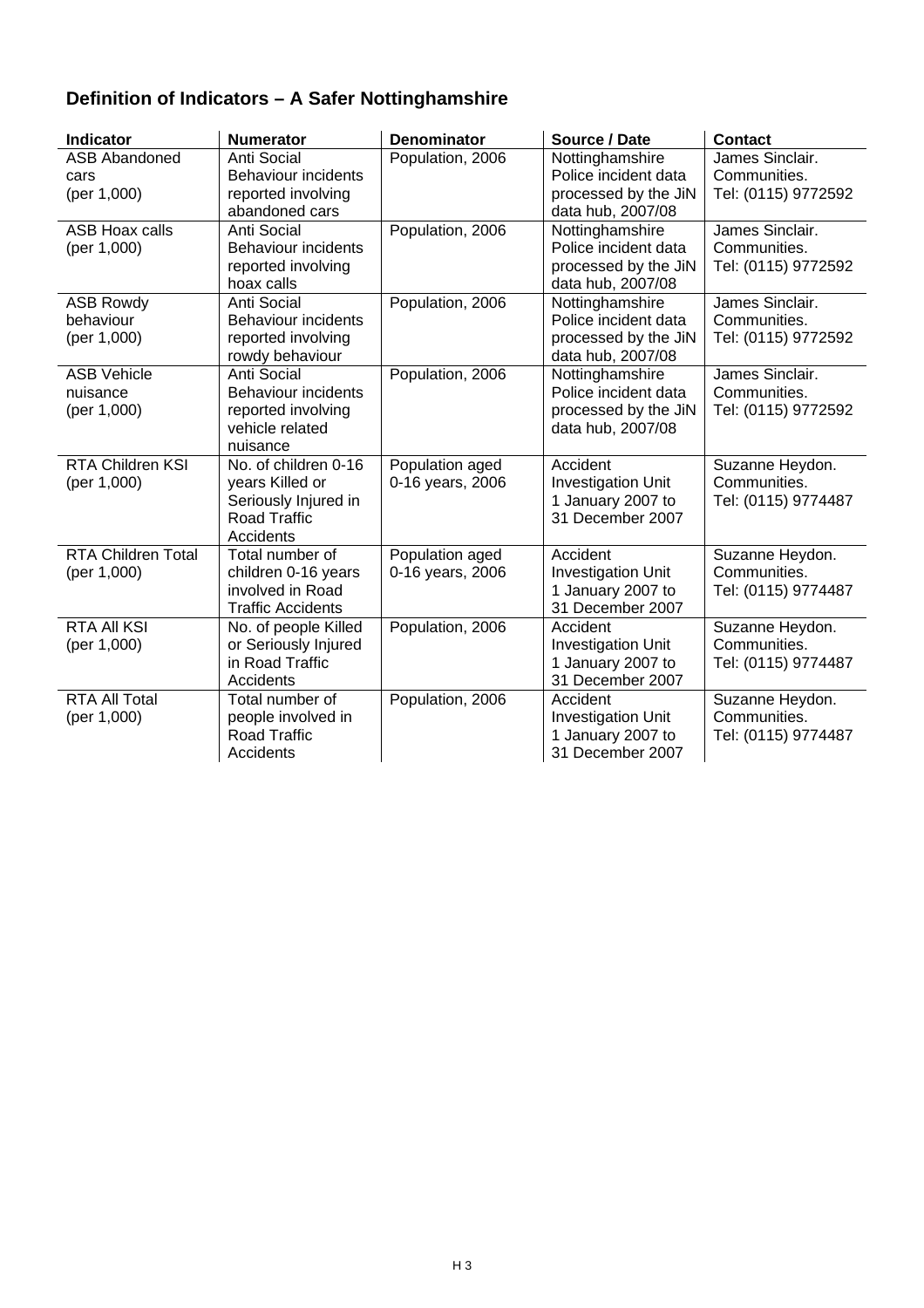## Definition of Indicators – A Safer Nottinghamshire

| Indicator | Numerator | Denominator | Source / Date | Contact |
|---|---|---|---|---|
| ASB Abandoned cars (per 1,000) | Anti Social Behaviour incidents reported involving abandoned cars | Population, 2006 | Nottinghamshire Police incident data processed by the JiN data hub, 2007/08 | James Sinclair. Communities. Tel: (0115) 9772592 |
| ASB Hoax calls (per 1,000) | Anti Social Behaviour incidents reported involving hoax calls | Population, 2006 | Nottinghamshire Police incident data processed by the JiN data hub, 2007/08 | James Sinclair. Communities. Tel: (0115) 9772592 |
| ASB Rowdy behaviour (per 1,000) | Anti Social Behaviour incidents reported involving rowdy behaviour | Population, 2006 | Nottinghamshire Police incident data processed by the JiN data hub, 2007/08 | James Sinclair. Communities. Tel: (0115) 9772592 |
| ASB Vehicle nuisance (per 1,000) | Anti Social Behaviour incidents reported involving vehicle related nuisance | Population, 2006 | Nottinghamshire Police incident data processed by the JiN data hub, 2007/08 | James Sinclair. Communities. Tel: (0115) 9772592 |
| RTA Children KSI (per 1,000) | No. of children 0-16 years Killed or Seriously Injured in Road Traffic Accidents | Population aged 0-16 years, 2006 | Accident Investigation Unit 1 January 2007 to 31 December 2007 | Suzanne Heydon. Communities. Tel: (0115) 9774487 |
| RTA Children Total (per 1,000) | Total number of children 0-16 years involved in Road Traffic Accidents | Population aged 0-16 years, 2006 | Accident Investigation Unit 1 January 2007 to 31 December 2007 | Suzanne Heydon. Communities. Tel: (0115) 9774487 |
| RTA All KSI (per 1,000) | No. of people Killed or Seriously Injured in Road Traffic Accidents | Population, 2006 | Accident Investigation Unit 1 January 2007 to 31 December 2007 | Suzanne Heydon. Communities. Tel: (0115) 9774487 |
| RTA All Total (per 1,000) | Total number of people involved in Road Traffic Accidents | Population, 2006 | Accident Investigation Unit 1 January 2007 to 31 December 2007 | Suzanne Heydon. Communities. Tel: (0115) 9774487 |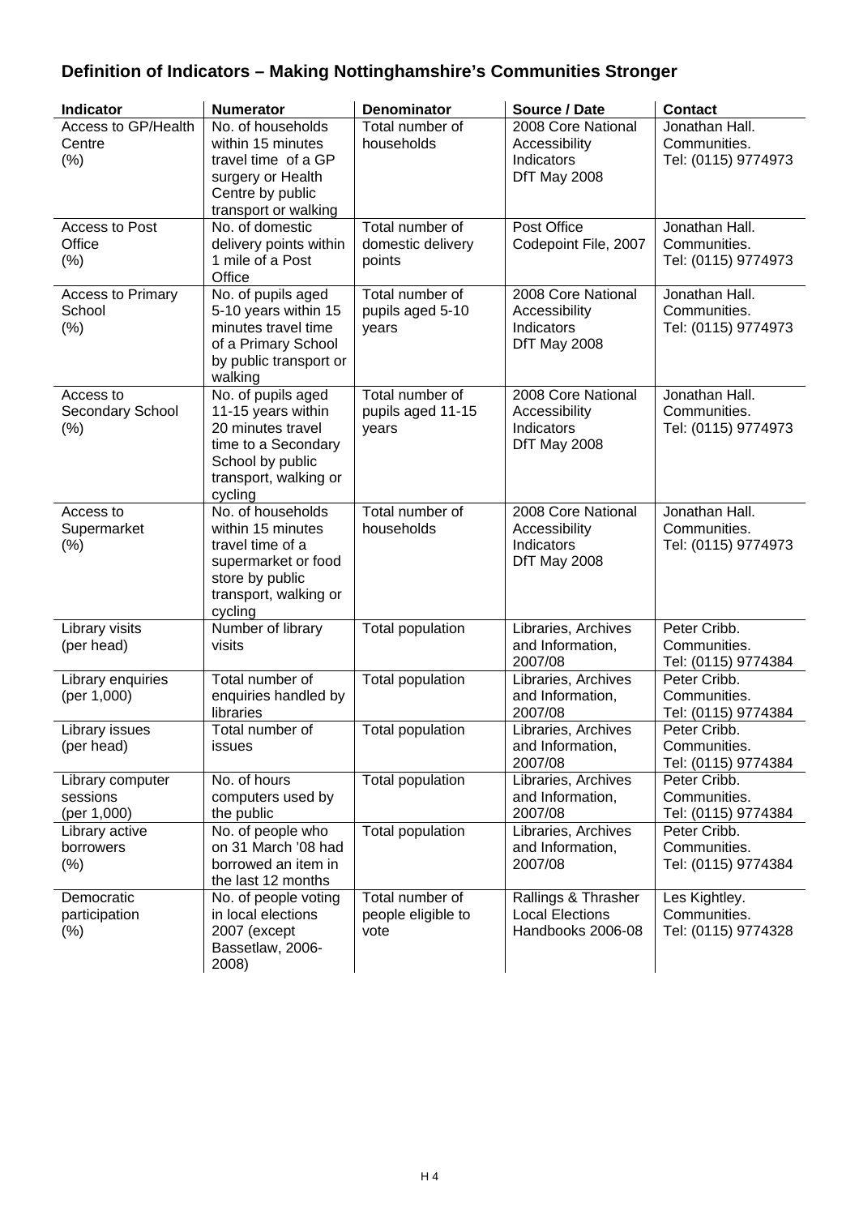## Definition of Indicators – Making Nottinghamshire's Communities Stronger

| Indicator | Numerator | Denominator | Source / Date | Contact |
|---|---|---|---|---|
| Access to GP/Health Centre (%) | No. of households within 15 minutes travel time of a GP surgery or Health Centre by public transport or walking | Total number of households | 2008 Core National Accessibility Indicators DfT May 2008 | Jonathan Hall. Communities. Tel: (0115) 9774973 |
| Access to Post Office (%) | No. of domestic delivery points within 1 mile of a Post Office | Total number of domestic delivery points | Post Office Codepoint File, 2007 | Jonathan Hall. Communities. Tel: (0115) 9774973 |
| Access to Primary School (%) | No. of pupils aged 5-10 years within 15 minutes travel time of a Primary School by public transport or walking | Total number of pupils aged 5-10 years | 2008 Core National Accessibility Indicators DfT May 2008 | Jonathan Hall. Communities. Tel: (0115) 9774973 |
| Access to Secondary School (%) | No. of pupils aged 11-15 years within 20 minutes travel time to a Secondary School by public transport, walking or cycling | Total number of pupils aged 11-15 years | 2008 Core National Accessibility Indicators DfT May 2008 | Jonathan Hall. Communities. Tel: (0115) 9774973 |
| Access to Supermarket (%) | No. of households within 15 minutes travel time of a supermarket or food store by public transport, walking or cycling | Total number of households | 2008 Core National Accessibility Indicators DfT May 2008 | Jonathan Hall. Communities. Tel: (0115) 9774973 |
| Library visits (per head) | Number of library visits | Total population | Libraries, Archives and Information, 2007/08 | Peter Cribb. Communities. Tel: (0115) 9774384 |
| Library enquiries (per 1,000) | Total number of enquiries handled by libraries | Total population | Libraries, Archives and Information, 2007/08 | Peter Cribb. Communities. Tel: (0115) 9774384 |
| Library issues (per head) | Total number of issues | Total population | Libraries, Archives and Information, 2007/08 | Peter Cribb. Communities. Tel: (0115) 9774384 |
| Library computer sessions (per 1,000) | No. of hours computers used by the public | Total population | Libraries, Archives and Information, 2007/08 | Peter Cribb. Communities. Tel: (0115) 9774384 |
| Library active borrowers (%) | No. of people who on 31 March '08 had borrowed an item in the last 12 months | Total population | Libraries, Archives and Information, 2007/08 | Peter Cribb. Communities. Tel: (0115) 9774384 |
| Democratic participation (%) | No. of people voting in local elections 2007 (except Bassetlaw, 2006-2008) | Total number of people eligible to vote | Rallings & Thrasher Local Elections Handbooks 2006-08 | Les Kightley. Communities. Tel: (0115) 9774328 |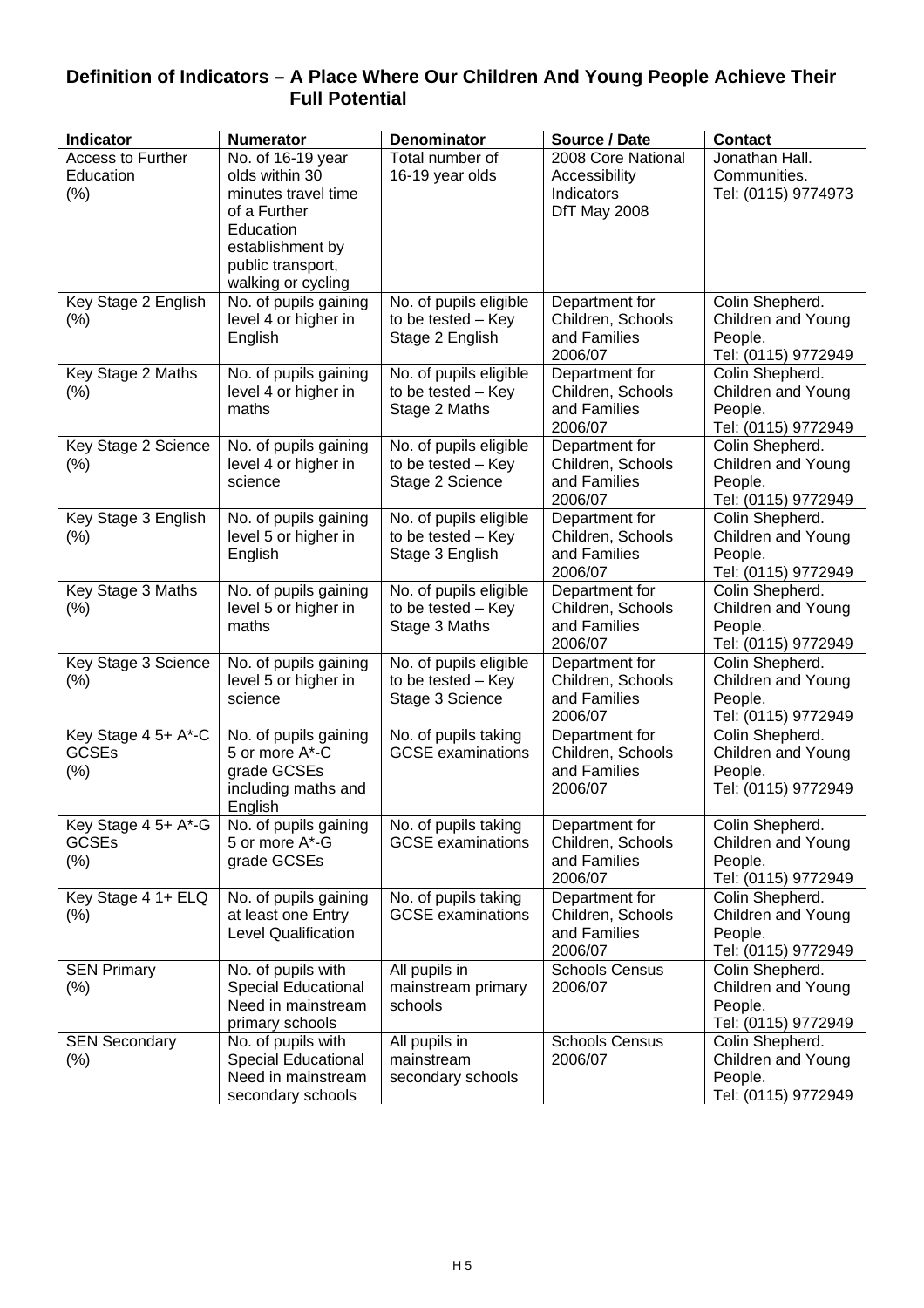## Definition of Indicators – A Place Where Our Children And Young People Achieve Their Full Potential

| Indicator | Numerator | Denominator | Source / Date | Contact |
|---|---|---|---|---|
| Access to Further Education (%) | No. of 16-19 year olds within 30 minutes travel time of a Further Education establishment by public transport, walking or cycling | Total number of 16-19 year olds | 2008 Core National Accessibility Indicators DfT May 2008 | Jonathan Hall. Communities. Tel: (0115) 9774973 |
| Key Stage 2 English (%) | No. of pupils gaining level 4 or higher in English | No. of pupils eligible to be tested – Key Stage 2 English | Department for Children, Schools and Families 2006/07 | Colin Shepherd. Children and Young People. Tel: (0115) 9772949 |
| Key Stage 2 Maths (%) | No. of pupils gaining level 4 or higher in maths | No. of pupils eligible to be tested – Key Stage 2 Maths | Department for Children, Schools and Families 2006/07 | Colin Shepherd. Children and Young People. Tel: (0115) 9772949 |
| Key Stage 2 Science (%) | No. of pupils gaining level 4 or higher in science | No. of pupils eligible to be tested – Key Stage 2 Science | Department for Children, Schools and Families 2006/07 | Colin Shepherd. Children and Young People. Tel: (0115) 9772949 |
| Key Stage 3 English (%) | No. of pupils gaining level 5 or higher in English | No. of pupils eligible to be tested – Key Stage 3 English | Department for Children, Schools and Families 2006/07 | Colin Shepherd. Children and Young People. Tel: (0115) 9772949 |
| Key Stage 3 Maths (%) | No. of pupils gaining level 5 or higher in maths | No. of pupils eligible to be tested – Key Stage 3 Maths | Department for Children, Schools and Families 2006/07 | Colin Shepherd. Children and Young People. Tel: (0115) 9772949 |
| Key Stage 3 Science (%) | No. of pupils gaining level 5 or higher in science | No. of pupils eligible to be tested – Key Stage 3 Science | Department for Children, Schools and Families 2006/07 | Colin Shepherd. Children and Young People. Tel: (0115) 9772949 |
| Key Stage 4 5+ A*-C GCSEs (%) | No. of pupils gaining 5 or more A*-C grade GCSEs including maths and English | No. of pupils taking GCSE examinations | Department for Children, Schools and Families 2006/07 | Colin Shepherd. Children and Young People. Tel: (0115) 9772949 |
| Key Stage 4 5+ A*-G GCSEs (%) | No. of pupils gaining 5 or more A*-G grade GCSEs | No. of pupils taking GCSE examinations | Department for Children, Schools and Families 2006/07 | Colin Shepherd. Children and Young People. Tel: (0115) 9772949 |
| Key Stage 4 1+ ELQ (%) | No. of pupils gaining at least one Entry Level Qualification | No. of pupils taking GCSE examinations | Department for Children, Schools and Families 2006/07 | Colin Shepherd. Children and Young People. Tel: (0115) 9772949 |
| SEN Primary (%) | No. of pupils with Special Educational Need in mainstream primary schools | All pupils in mainstream primary schools | Schools Census 2006/07 | Colin Shepherd. Children and Young People. Tel: (0115) 9772949 |
| SEN Secondary (%) | No. of pupils with Special Educational Need in mainstream secondary schools | All pupils in mainstream secondary schools | Schools Census 2006/07 | Colin Shepherd. Children and Young People. Tel: (0115) 9772949 |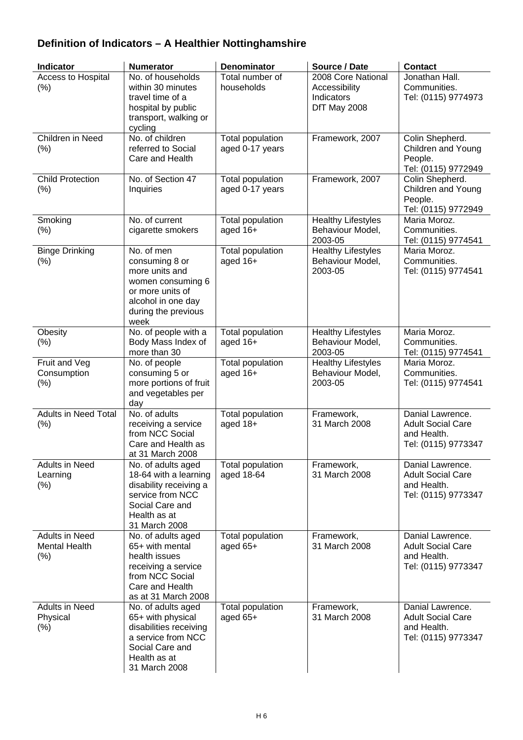## Definition of Indicators – A Healthier Nottinghamshire

| Indicator | Numerator | Denominator | Source / Date | Contact |
|---|---|---|---|---|
| Access to Hospital (%) | No. of households within 30 minutes travel time of a hospital by public transport, walking or cycling | Total number of households | 2008 Core National Accessibility Indicators DfT May 2008 | Jonathan Hall. Communities. Tel: (0115) 9774973 |
| Children in Need (%) | No. of children referred to Social Care and Health | Total population aged 0-17 years | Framework, 2007 | Colin Shepherd. Children and Young People. Tel: (0115) 9772949 |
| Child Protection (%) | No. of Section 47 Inquiries | Total population aged 0-17 years | Framework, 2007 | Colin Shepherd. Children and Young People. Tel: (0115) 9772949 |
| Smoking (%) | No. of current cigarette smokers | Total population aged 16+ | Healthy Lifestyles Behaviour Model, 2003-05 | Maria Moroz. Communities. Tel: (0115) 9774541 |
| Binge Drinking (%) | No. of men consuming 8 or more units and women consuming 6 or more units of alcohol in one day during the previous week | Total population aged 16+ | Healthy Lifestyles Behaviour Model, 2003-05 | Maria Moroz. Communities. Tel: (0115) 9774541 |
| Obesity (%) | No. of people with a Body Mass Index of more than 30 | Total population aged 16+ | Healthy Lifestyles Behaviour Model, 2003-05 | Maria Moroz. Communities. Tel: (0115) 9774541 |
| Fruit and Veg Consumption (%) | No. of people consuming 5 or more portions of fruit and vegetables per day | Total population aged 16+ | Healthy Lifestyles Behaviour Model, 2003-05 | Maria Moroz. Communities. Tel: (0115) 9774541 |
| Adults in Need Total (%) | No. of adults receiving a service from NCC Social Care and Health as at 31 March 2008 | Total population aged 18+ | Framework, 31 March 2008 | Danial Lawrence. Adult Social Care and Health. Tel: (0115) 9773347 |
| Adults in Need Learning (%) | No. of adults aged 18-64 with a learning disability receiving a service from NCC Social Care and Health as at 31 March 2008 | Total population aged 18-64 | Framework, 31 March 2008 | Danial Lawrence. Adult Social Care and Health. Tel: (0115) 9773347 |
| Adults in Need Mental Health (%) | No. of adults aged 65+ with mental health issues receiving a service from NCC Social Care and Health as at 31 March 2008 | Total population aged 65+ | Framework, 31 March 2008 | Danial Lawrence. Adult Social Care and Health. Tel: (0115) 9773347 |
| Adults in Need Physical (%) | No. of adults aged 65+ with physical disabilities receiving a service from NCC Social Care and Health as at 31 March 2008 | Total population aged 65+ | Framework, 31 March 2008 | Danial Lawrence. Adult Social Care and Health. Tel: (0115) 9773347 |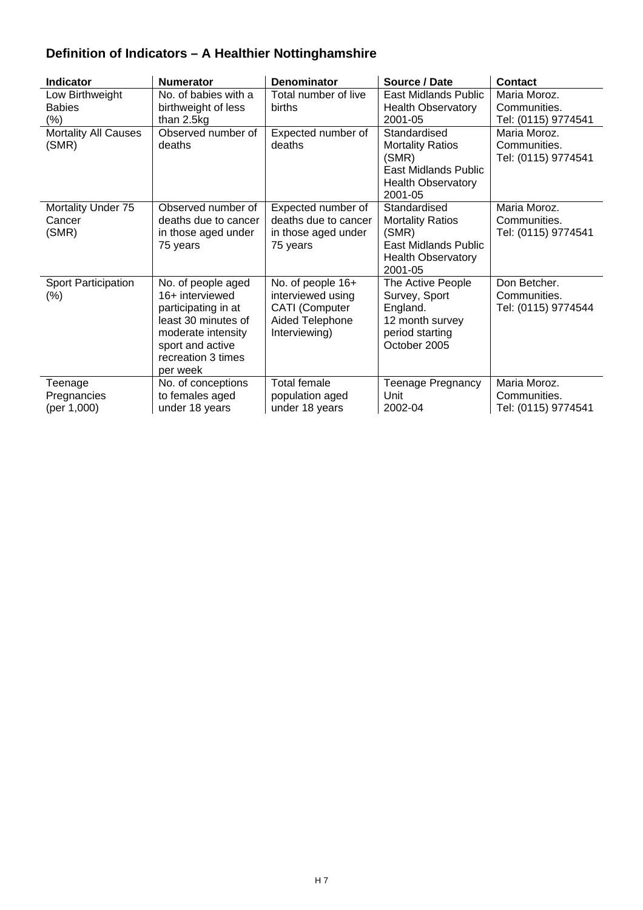## Definition of Indicators – A Healthier Nottinghamshire

| Indicator | Numerator | Denominator | Source / Date | Contact |
|---|---|---|---|---|
| Low Birthweight Babies (%) | No. of babies with a birthweight of less than 2.5kg | Total number of live births | East Midlands Public Health Observatory 2001-05 | Maria Moroz. Communities. Tel: (0115) 9774541 |
| Mortality All Causes (SMR) | Observed number of deaths | Expected number of deaths | Standardised Mortality Ratios (SMR) East Midlands Public Health Observatory 2001-05 | Maria Moroz. Communities. Tel: (0115) 9774541 |
| Mortality Under 75 Cancer (SMR) | Observed number of deaths due to cancer in those aged under 75 years | Expected number of deaths due to cancer in those aged under 75 years | Standardised Mortality Ratios (SMR) East Midlands Public Health Observatory 2001-05 | Maria Moroz. Communities. Tel: (0115) 9774541 |
| Sport Participation (%) | No. of people aged 16+ interviewed participating in at least 30 minutes of moderate intensity sport and active recreation 3 times per week | No. of people 16+ interviewed using CATI (Computer Aided Telephone Interviewing) | The Active People Survey, Sport England. 12 month survey period starting October 2005 | Don Betcher. Communities. Tel: (0115) 9774544 |
| Teenage Pregnancies (per 1,000) | No. of conceptions to females aged under 18 years | Total female population aged under 18 years | Teenage Pregnancy Unit 2002-04 | Maria Moroz. Communities. Tel: (0115) 9774541 |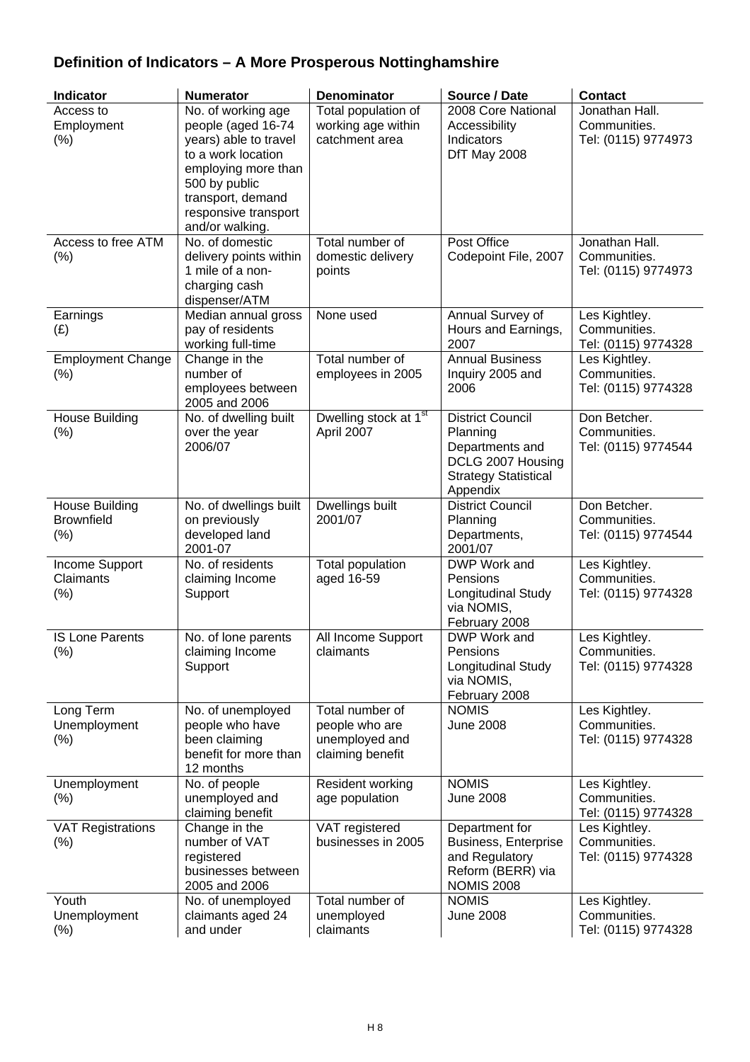## Definition of Indicators – A More Prosperous Nottinghamshire

| Indicator | Numerator | Denominator | Source / Date | Contact |
|---|---|---|---|---|
| Access to Employment (%) | No. of working age people (aged 16-74 years) able to travel to a work location employing more than 500 by public transport, demand responsive transport and/or walking. | Total population of working age within catchment area | 2008 Core National Accessibility Indicators DfT May 2008 | Jonathan Hall. Communities. Tel: (0115) 9774973 |
| Access to free ATM (%) | No. of domestic delivery points within 1 mile of a non-charging cash dispenser/ATM | Total number of domestic delivery points | Post Office Codepoint File, 2007 | Jonathan Hall. Communities. Tel: (0115) 9774973 |
| Earnings (£) | Median annual gross pay of residents working full-time | None used | Annual Survey of Hours and Earnings, 2007 | Les Kightley. Communities. Tel: (0115) 9774328 |
| Employment Change (%) | Change in the number of employees between 2005 and 2006 | Total number of employees in 2005 | Annual Business Inquiry 2005 and 2006 | Les Kightley. Communities. Tel: (0115) 9774328 |
| House Building (%) | No. of dwelling built over the year 2006/07 | Dwelling stock at 1st April 2007 | District Council Planning Departments and DCLG 2007 Housing Strategy Statistical Appendix | Don Betcher. Communities. Tel: (0115) 9774544 |
| House Building Brownfield (%) | No. of dwellings built on previously developed land 2001-07 | Dwellings built 2001/07 | District Council Planning Departments, 2001/07 | Don Betcher. Communities. Tel: (0115) 9774544 |
| Income Support Claimants (%) | No. of residents claiming Income Support | Total population aged 16-59 | DWP Work and Pensions Longitudinal Study via NOMIS, February 2008 | Les Kightley. Communities. Tel: (0115) 9774328 |
| IS Lone Parents (%) | No. of lone parents claiming Income Support | All Income Support claimants | DWP Work and Pensions Longitudinal Study via NOMIS, February 2008 | Les Kightley. Communities. Tel: (0115) 9774328 |
| Long Term Unemployment (%) | No. of unemployed people who have been claiming benefit for more than 12 months | Total number of people who are unemployed and claiming benefit | NOMIS June 2008 | Les Kightley. Communities. Tel: (0115) 9774328 |
| Unemployment (%) | No. of people unemployed and claiming benefit | Resident working age population | NOMIS June 2008 | Les Kightley. Communities. Tel: (0115) 9774328 |
| VAT Registrations (%) | Change in the number of VAT registered businesses between 2005 and 2006 | VAT registered businesses in 2005 | Department for Business, Enterprise and Regulatory Reform (BERR) via NOMIS 2008 | Les Kightley. Communities. Tel: (0115) 9774328 |
| Youth Unemployment (%) | No. of unemployed claimants aged 24 and under | Total number of unemployed claimants | NOMIS June 2008 | Les Kightley. Communities. Tel: (0115) 9774328 |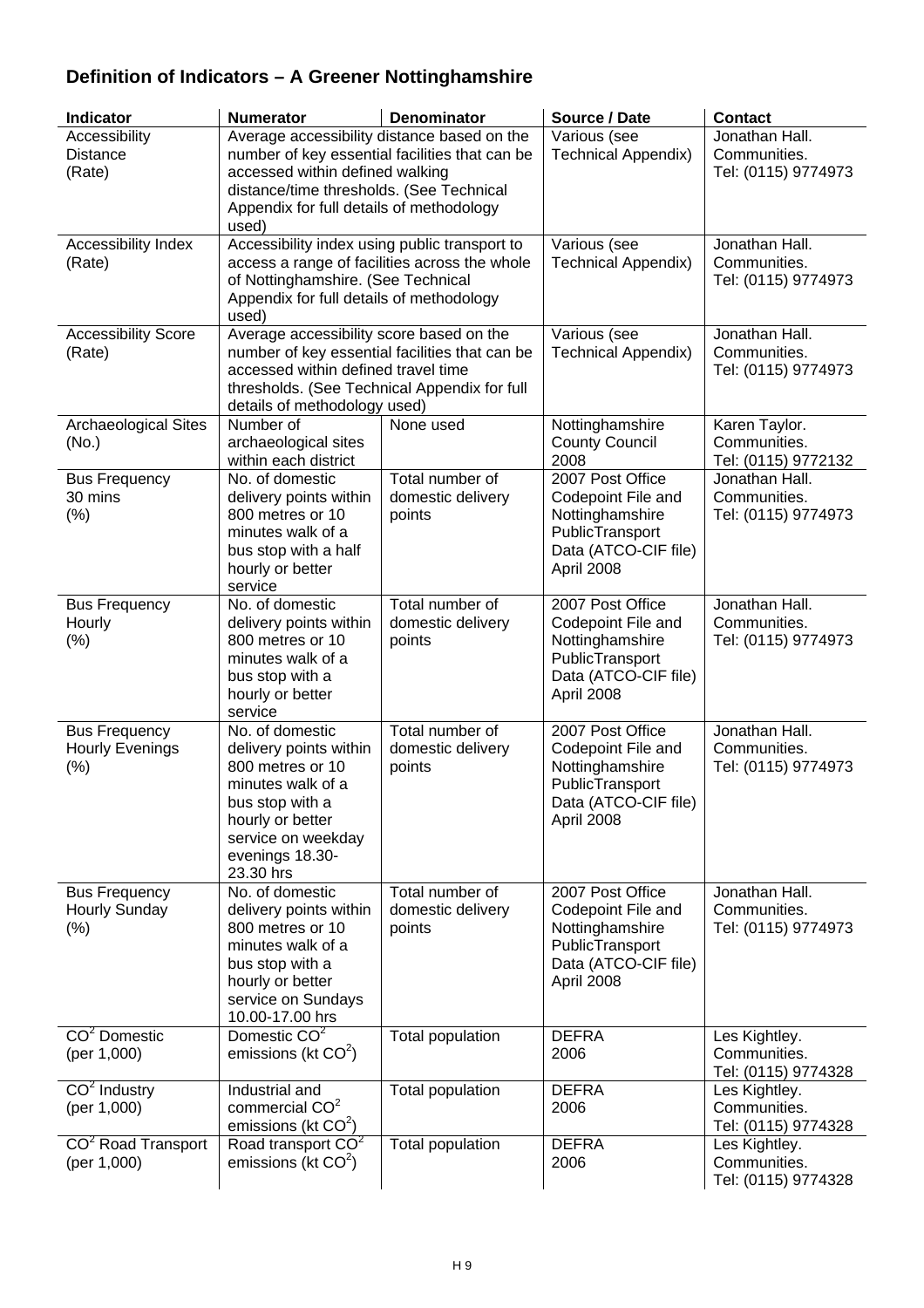# Definition of Indicators – A Greener Nottinghamshire

| Indicator | Numerator | Denominator | Source / Date | Contact |
|---|---|---|---|---|
| Accessibility Distance (Rate) | Average accessibility distance based on the number of key essential facilities that can be accessed within defined walking distance/time thresholds. (See Technical Appendix for full details of methodology used) | | Various (see Technical Appendix) | Jonathan Hall. Communities. Tel: (0115) 9774973 |
| Accessibility Index (Rate) | Accessibility index using public transport to access a range of facilities across the whole of Nottinghamshire. (See Technical Appendix for full details of methodology used) | | Various (see Technical Appendix) | Jonathan Hall. Communities. Tel: (0115) 9774973 |
| Accessibility Score (Rate) | Average accessibility score based on the number of key essential facilities that can be accessed within defined travel time thresholds. (See Technical Appendix for full details of methodology used) | | Various (see Technical Appendix) | Jonathan Hall. Communities. Tel: (0115) 9774973 |
| Archaeological Sites (No.) | Number of archaeological sites within each district | None used | Nottinghamshire County Council 2008 | Karen Taylor. Communities. Tel: (0115) 9772132 |
| Bus Frequency 30 mins (%) | No. of domestic delivery points within 800 metres or 10 minutes walk of a bus stop with a half hourly or better service | Total number of domestic delivery points | 2007 Post Office Codepoint File and Nottinghamshire PublicTransport Data (ATCO-CIF file) April 2008 | Jonathan Hall. Communities. Tel: (0115) 9774973 |
| Bus Frequency Hourly (%) | No. of domestic delivery points within 800 metres or 10 minutes walk of a bus stop with a hourly or better service | Total number of domestic delivery points | 2007 Post Office Codepoint File and Nottinghamshire PublicTransport Data (ATCO-CIF file) April 2008 | Jonathan Hall. Communities. Tel: (0115) 9774973 |
| Bus Frequency Hourly Evenings (%) | No. of domestic delivery points within 800 metres or 10 minutes walk of a bus stop with a hourly or better service on weekday evenings 18.30-23.30 hrs | Total number of domestic delivery points | 2007 Post Office Codepoint File and Nottinghamshire PublicTransport Data (ATCO-CIF file) April 2008 | Jonathan Hall. Communities. Tel: (0115) 9774973 |
| Bus Frequency Hourly Sunday (%) | No. of domestic delivery points within 800 metres or 10 minutes walk of a bus stop with a hourly or better service on Sundays 10.00-17.00 hrs | Total number of domestic delivery points | 2007 Post Office Codepoint File and Nottinghamshire PublicTransport Data (ATCO-CIF file) April 2008 | Jonathan Hall. Communities. Tel: (0115) 9774973 |
| $CO^2$ Domestic (per 1,000) | Domestic $CO^2$ emissions (kt $CO^2$) | Total population | DEFRA 2006 | Les Kightley. Communities. Tel: (0115) 9774328 |
| $CO^2$ Industry (per 1,000) | Industrial and commercial $CO^2$ emissions (kt $CO^2$) | Total population | DEFRA 2006 | Les Kightley. Communities. Tel: (0115) 9774328 |
| $CO^2$ Road Transport (per 1,000) | Road transport $CO^2$ emissions (kt $CO^2$) | Total population | DEFRA 2006 | Les Kightley. Communities. Tel: (0115) 9774328 |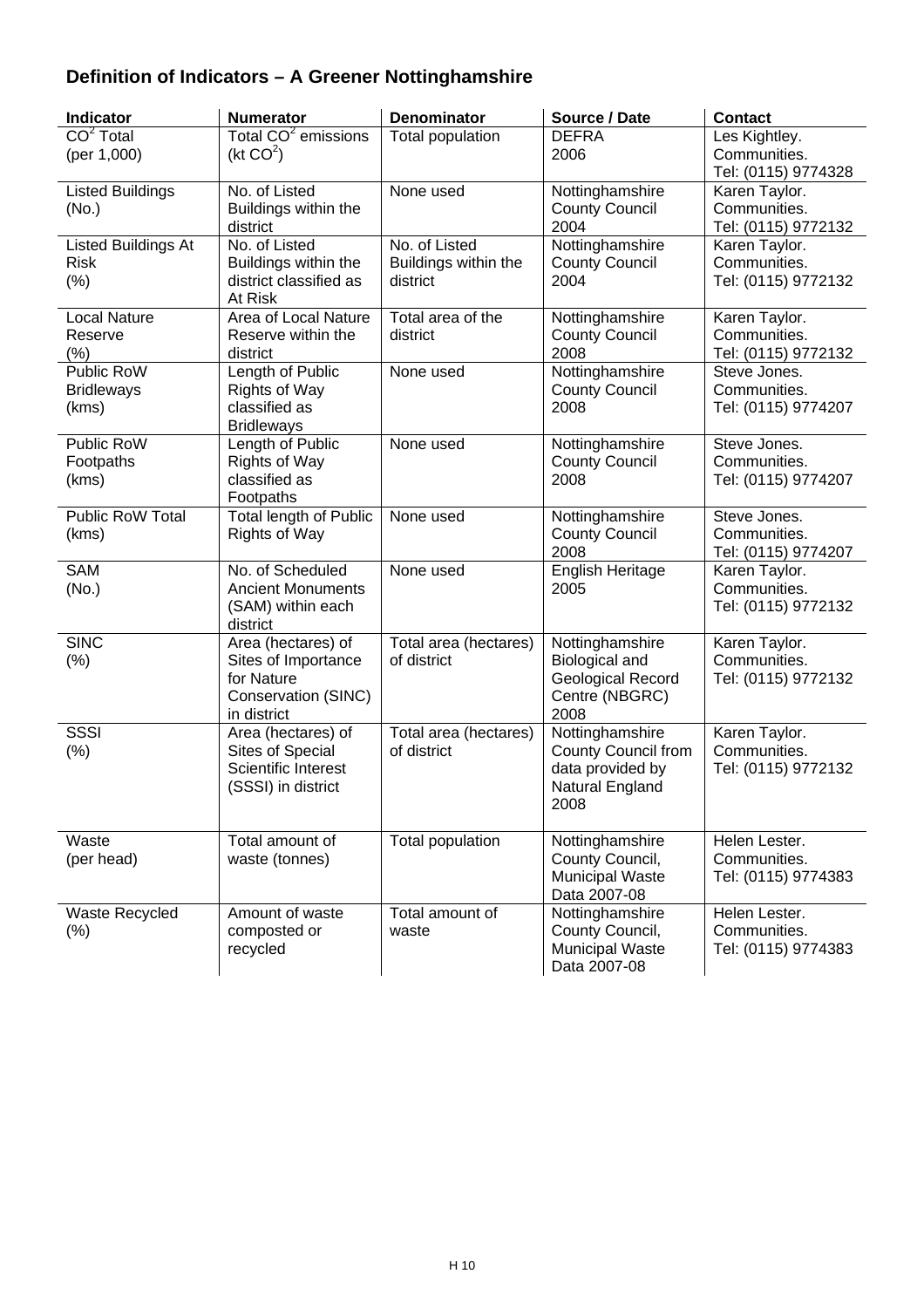## Definition of Indicators – A Greener Nottinghamshire

| Indicator | Numerator | Denominator | Source / Date | Contact |
|---|---|---|---|---|
| $CO^2$ Total (per 1,000) | Total $CO^2$ emissions (kt $CO^2$) | Total population | DEFRA 2006 | Les Kightley. Communities. Tel: (0115) 9774328 |
| Listed Buildings (No.) | No. of Listed Buildings within the district | None used | Nottinghamshire County Council 2004 | Karen Taylor. Communities. Tel: (0115) 9772132 |
| Listed Buildings At Risk (%) | No. of Listed Buildings within the district classified as At Risk | No. of Listed Buildings within the district | Nottinghamshire County Council 2004 | Karen Taylor. Communities. Tel: (0115) 9772132 |
| Local Nature Reserve (%) | Area of Local Nature Reserve within the district | Total area of the district | Nottinghamshire County Council 2008 | Karen Taylor. Communities. Tel: (0115) 9772132 |
| Public RoW Bridleways (kms) | Length of Public Rights of Way classified as Bridleways | None used | Nottinghamshire County Council 2008 | Steve Jones. Communities. Tel: (0115) 9774207 |
| Public RoW Footpaths (kms) | Length of Public Rights of Way classified as Footpaths | None used | Nottinghamshire County Council 2008 | Steve Jones. Communities. Tel: (0115) 9774207 |
| Public RoW Total (kms) | Total length of Public Rights of Way | None used | Nottinghamshire County Council 2008 | Steve Jones. Communities. Tel: (0115) 9774207 |
| SAM (No.) | No. of Scheduled Ancient Monuments (SAM) within each district | None used | English Heritage 2005 | Karen Taylor. Communities. Tel: (0115) 9772132 |
| SINC (%) | Area (hectares) of Sites of Importance for Nature Conservation (SINC) in district | Total area (hectares) of district | Nottinghamshire Biological and Geological Record Centre (NBGRC) 2008 | Karen Taylor. Communities. Tel: (0115) 9772132 |
| SSSI (%) | Area (hectares) of Sites of Special Scientific Interest (SSSI) in district | Total area (hectares) of district | Nottinghamshire County Council from data provided by Natural England 2008 | Karen Taylor. Communities. Tel: (0115) 9772132 |
| Waste (per head) | Total amount of waste (tonnes) | Total population | Nottinghamshire County Council, Municipal Waste Data 2007-08 | Helen Lester. Communities. Tel: (0115) 9774383 |
| Waste Recycled (%) | Amount of waste composted or recycled | Total amount of waste | Nottinghamshire County Council, Municipal Waste Data 2007-08 | Helen Lester. Communities. Tel: (0115) 9774383 |